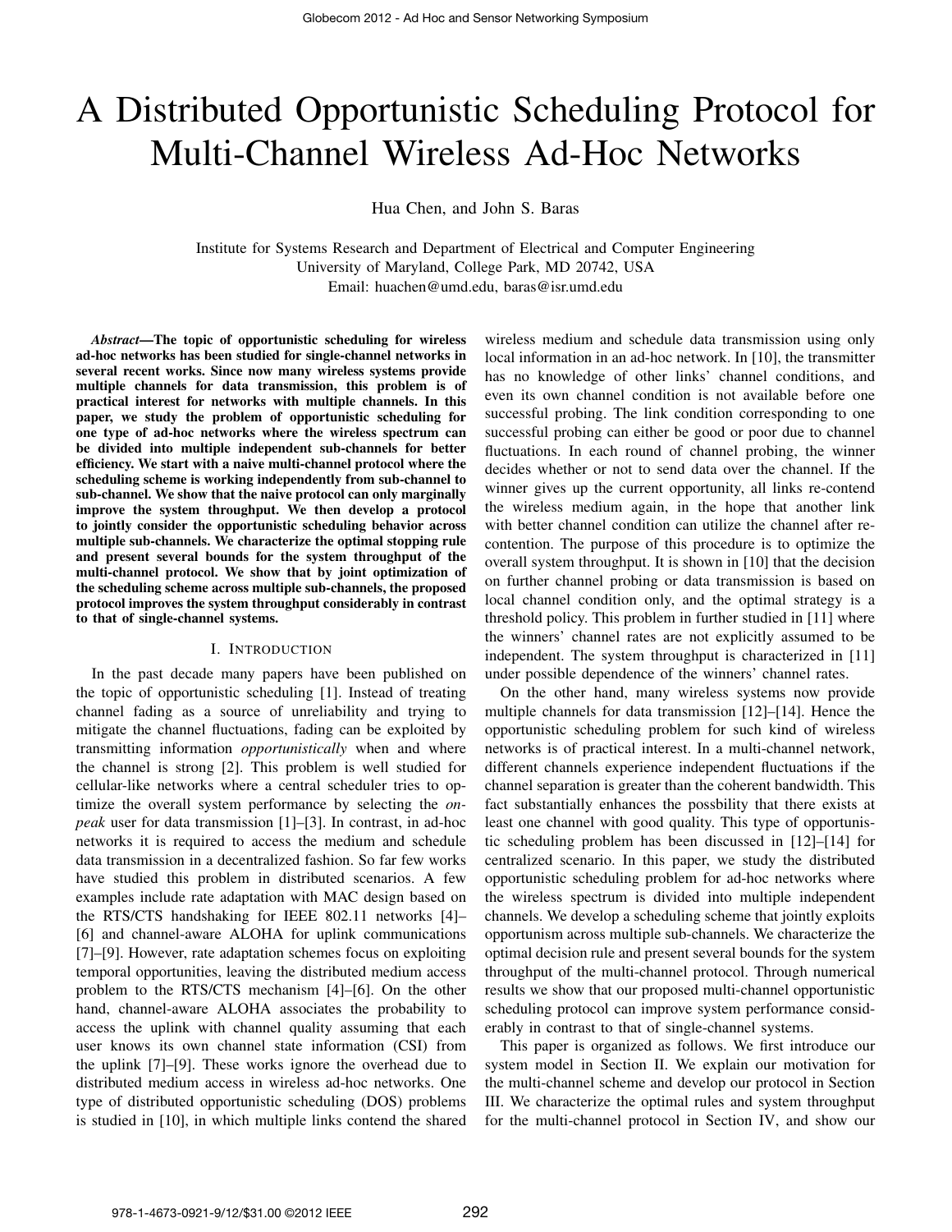# A Distributed Opportunistic Scheduling Protocol for Multi-Channel Wireless Ad-Hoc Networks

Hua Chen, and John S. Baras

Institute for Systems Research and Department of Electrical and Computer Engineering
University of Maryland, College Park, MD 20742, USA
Email: huachen@umd.edu, baras@isr.umd.edu

***Abstract*—The topic of opportunistic scheduling for wireless ad-hoc networks has been studied for single-channel networks in several recent works. Since now many wireless systems provide multiple channels for data transmission, this problem is of practical interest for networks with multiple channels. In this paper, we study the problem of opportunistic scheduling for one type of ad-hoc networks where the wireless spectrum can be divided into multiple independent sub-channels for better efficiency. We start with a naive multi-channel protocol where the scheduling scheme is working independently from sub-channel to sub-channel. We show that the naive protocol can only marginally improve the system throughput. We then develop a protocol to jointly consider the opportunistic scheduling behavior across multiple sub-channels. We characterize the optimal stopping rule and present several bounds for the system throughput of the multi-channel protocol. We show that by joint optimization of the scheduling scheme across multiple sub-channels, the proposed protocol improves the system throughput considerably in contrast to that of single-channel systems.**

## I. Introduction

In the past decade many papers have been published on the topic of opportunistic scheduling [1]. Instead of treating channel fading as a source of unreliability and trying to mitigate the channel fluctuations, fading can be exploited by transmitting information *opportunistically* when and where the channel is strong [2]. This problem is well studied for cellular-like networks where a central scheduler tries to optimize the overall system performance by selecting the *on-peak* user for data transmission [1]–[3]. In contrast, in ad-hoc networks it is required to access the medium and schedule data transmission in a decentralized fashion. So far few works have studied this problem in distributed scenarios. A few examples include rate adaptation with MAC design based on the RTS/CTS handshaking for IEEE 802.11 networks [4]–[6] and channel-aware ALOHA for uplink communications [7]–[9]. However, rate adaptation schemes focus on exploiting temporal opportunities, leaving the distributed medium access problem to the RTS/CTS mechanism [4]–[6]. On the other hand, channel-aware ALOHA associates the probability to access the uplink with channel quality assuming that each user knows its own channel state information (CSI) from the uplink [7]–[9]. These works ignore the overhead due to distributed medium access in wireless ad-hoc networks. One type of distributed opportunistic scheduling (DOS) problems is studied in [10], in which multiple links contend the shared wireless medium and schedule data transmission using only local information in an ad-hoc network. In [10], the transmitter has no knowledge of other links' channel conditions, and even its own channel condition is not available before one successful probing. The link condition corresponding to one successful probing can either be good or poor due to channel fluctuations. In each round of channel probing, the winner decides whether or not to send data over the channel. If the winner gives up the current opportunity, all links re-contend the wireless medium again, in the hope that another link with better channel condition can utilize the channel after re-contention. The purpose of this procedure is to optimize the overall system throughput. It is shown in [10] that the decision on further channel probing or data transmission is based on local channel condition only, and the optimal strategy is a threshold policy. This problem in further studied in [11] where the winners' channel rates are not explicitly assumed to be independent. The system throughput is characterized in [11] under possible dependence of the winners' channel rates.

On the other hand, many wireless systems now provide multiple channels for data transmission [12]–[14]. Hence the opportunistic scheduling problem for such kind of wireless networks is of practical interest. In a multi-channel network, different channels experience independent fluctuations if the channel separation is greater than the coherent bandwidth. This fact substantially enhances the possbility that there exists at least one channel with good quality. This type of opportunistic scheduling problem has been discussed in [12]–[14] for centralized scenario. In this paper, we study the distributed opportunistic scheduling problem for ad-hoc networks where the wireless spectrum is divided into multiple independent channels. We develop a scheduling scheme that jointly exploits opportunism across multiple sub-channels. We characterize the optimal decision rule and present several bounds for the system throughput of the multi-channel protocol. Through numerical results we show that our proposed multi-channel opportunistic scheduling protocol can improve system performance considerably in contrast to that of single-channel systems.

This paper is organized as follows. We first introduce our system model in Section II. We explain our motivation for the multi-channel scheme and develop our protocol in Section III. We characterize the optimal rules and system throughput for the multi-channel protocol in Section IV, and show our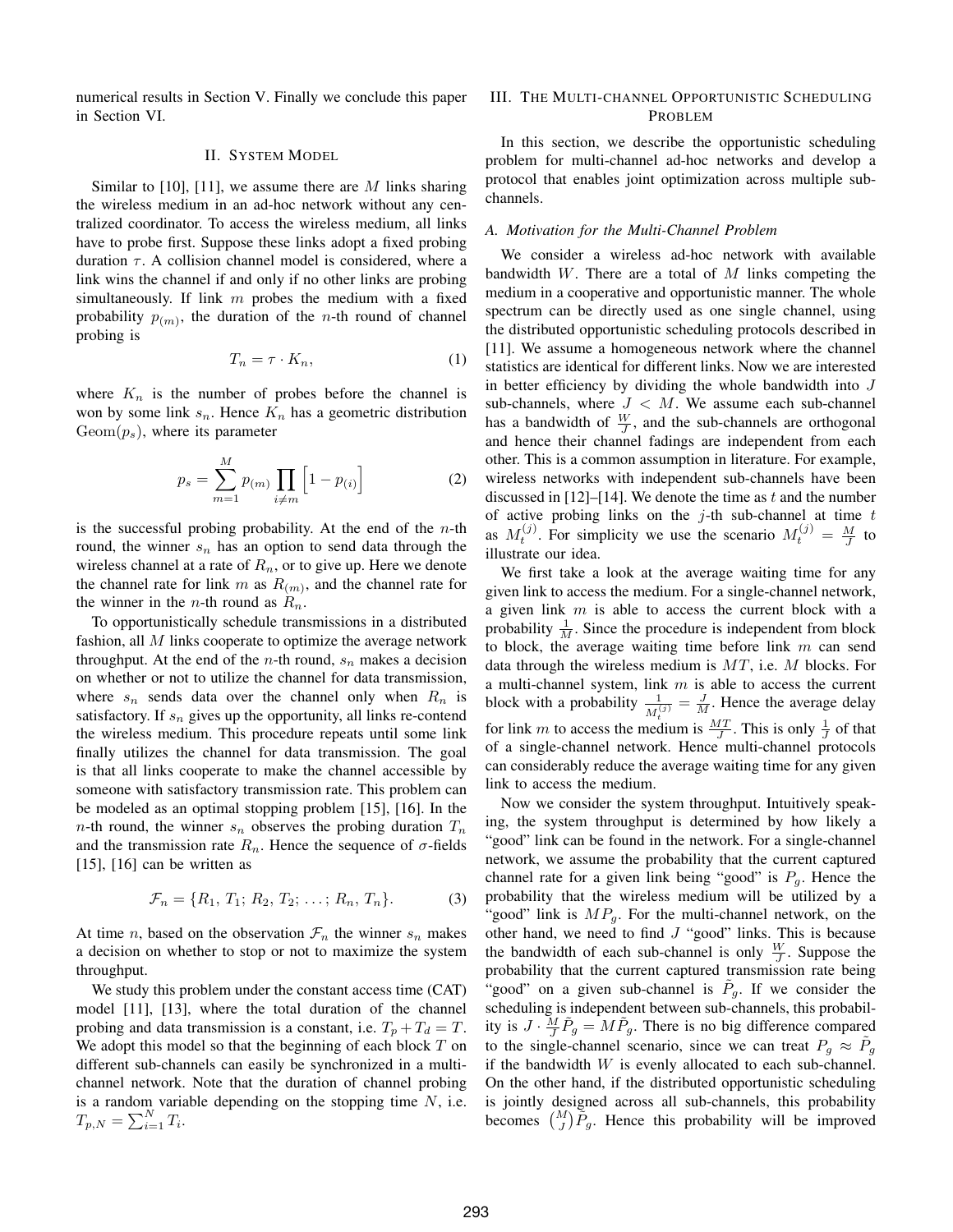numerical results in Section V. Finally we conclude this paper in Section VI.

## II. System Model

Similar to [10], [11], we assume there are $M$ links sharing the wireless medium in an ad-hoc network without any centralized coordinator. To access the wireless medium, all links have to probe first. Suppose these links adopt a fixed probing duration $\tau$. A collision channel model is considered, where a link wins the channel if and only if no other links are probing simultaneously. If link $m$ probes the medium with a fixed probability $p_{(m)}$, the duration of the $n$-th round of channel probing is

$$T_n = \tau \cdot K_n, \tag{1}$$

where $K_n$ is the number of probes before the channel is won by some link $s_n$. Hence $K_n$ has a geometric distribution $\mathrm{Geom}(p_s)$, where its parameter

$$p_s = \sum_{m=1}^{M} p_{(m)} \prod_{i \neq m} \left[1 - p_{(i)}\right] \tag{2}$$

is the successful probing probability. At the end of the $n$-th round, the winner $s_n$ has an option to send data through the wireless channel at a rate of $R_n$, or to give up. Here we denote the channel rate for link $m$ as $R_{(m)}$, and the channel rate for the winner in the $n$-th round as $R_n$.

To opportunistically schedule transmissions in a distributed fashion, all $M$ links cooperate to optimize the average network throughput. At the end of the $n$-th round, $s_n$ makes a decision on whether or not to utilize the channel for data transmission, where $s_n$ sends data over the channel only when $R_n$ is satisfactory. If $s_n$ gives up the opportunity, all links re-contend the wireless medium. This procedure repeats until some link finally utilizes the channel for data transmission. The goal is that all links cooperate to make the channel accessible by someone with satisfactory transmission rate. This problem can be modeled as an optimal stopping problem [15], [16]. In the $n$-th round, the winner $s_n$ observes the probing duration $T_n$ and the transmission rate $R_n$. Hence the sequence of $\sigma$-fields [15], [16] can be written as

$$\mathcal{F}_n = \{R_1,\, T_1;\, R_2,\, T_2;\, \ldots;\, R_n,\, T_n\}. \tag{3}$$

At time $n$, based on the observation $\mathcal{F}_n$ the winner $s_n$ makes a decision on whether to stop or not to maximize the system throughput.

We study this problem under the constant access time (CAT) model [11], [13], where the total duration of the channel probing and data transmission is a constant, i.e. $T_p + T_d = T$. We adopt this model so that the beginning of each block $T$ on different sub-channels can easily be synchronized in a multi-channel network. Note that the duration of channel probing is a random variable depending on the stopping time $N$, i.e. $T_{p,N} = \sum_{i=1}^{N} T_i$.

## III. The Multi-channel Opportunistic Scheduling Problem

In this section, we describe the opportunistic scheduling problem for multi-channel ad-hoc networks and develop a protocol that enables joint optimization across multiple sub-channels.

### A. Motivation for the Multi-Channel Problem

We consider a wireless ad-hoc network with available bandwidth $W$. There are a total of $M$ links competing the medium in a cooperative and opportunistic manner. The whole spectrum can be directly used as one single channel, using the distributed opportunistic scheduling protocols described in [11]. We assume a homogeneous network where the channel statistics are identical for different links. Now we are interested in better efficiency by dividing the whole bandwidth into $J$ sub-channels, where $J < M$. We assume each sub-channel has a bandwidth of $\frac{W}{J}$, and the sub-channels are orthogonal and hence their channel fadings are independent from each other. This is a common assumption in literature. For example, wireless networks with independent sub-channels have been discussed in [12]–[14]. We denote the time as $t$ and the number of active probing links on the $j$-th sub-channel at time $t$ as $M_t^{(j)}$. For simplicity we use the scenario $M_t^{(j)} = \frac{M}{J}$ to illustrate our idea.

We first take a look at the average waiting time for any given link to access the medium. For a single-channel network, a given link $m$ is able to access the current block with a probability $\frac{1}{M}$. Since the procedure is independent from block to block, the average waiting time before link $m$ can send data through the wireless medium is $MT$, i.e. $M$ blocks. For a multi-channel system, link $m$ is able to access the current block with a probability $\frac{1}{M_t^{(j)}} = \frac{J}{M}$. Hence the average delay for link $m$ to access the medium is $\frac{MT}{J}$. This is only $\frac{1}{J}$ of that of a single-channel network. Hence multi-channel protocols can considerably reduce the average waiting time for any given link to access the medium.

Now we consider the system throughput. Intuitively speaking, the system throughput is determined by how likely a "good" link can be found in the network. For a single-channel network, we assume the probability that the current captured channel rate for a given link being "good" is $P_g$. Hence the probability that the wireless medium will be utilized by a "good" link is $MP_g$. For the multi-channel network, on the other hand, we need to find $J$ "good" links. This is because the bandwidth of each sub-channel is only $\frac{W}{J}$. Suppose the probability that the current captured transmission rate being "good" on a given sub-channel is $\tilde{P}_g$. If we consider the scheduling is independent between sub-channels, this probability is $J \cdot \frac{M}{J}\tilde{P}_g = M\tilde{P}_g$. There is no big difference compared to the single-channel scenario, since we can treat $P_g \approx \tilde{P}_g$ if the bandwidth $W$ is evenly allocated to each sub-channel. On the other hand, if the distributed opportunistic scheduling is jointly designed across all sub-channels, this probability becomes $\binom{M}{J}\tilde{P}_g$. Hence this probability will be improved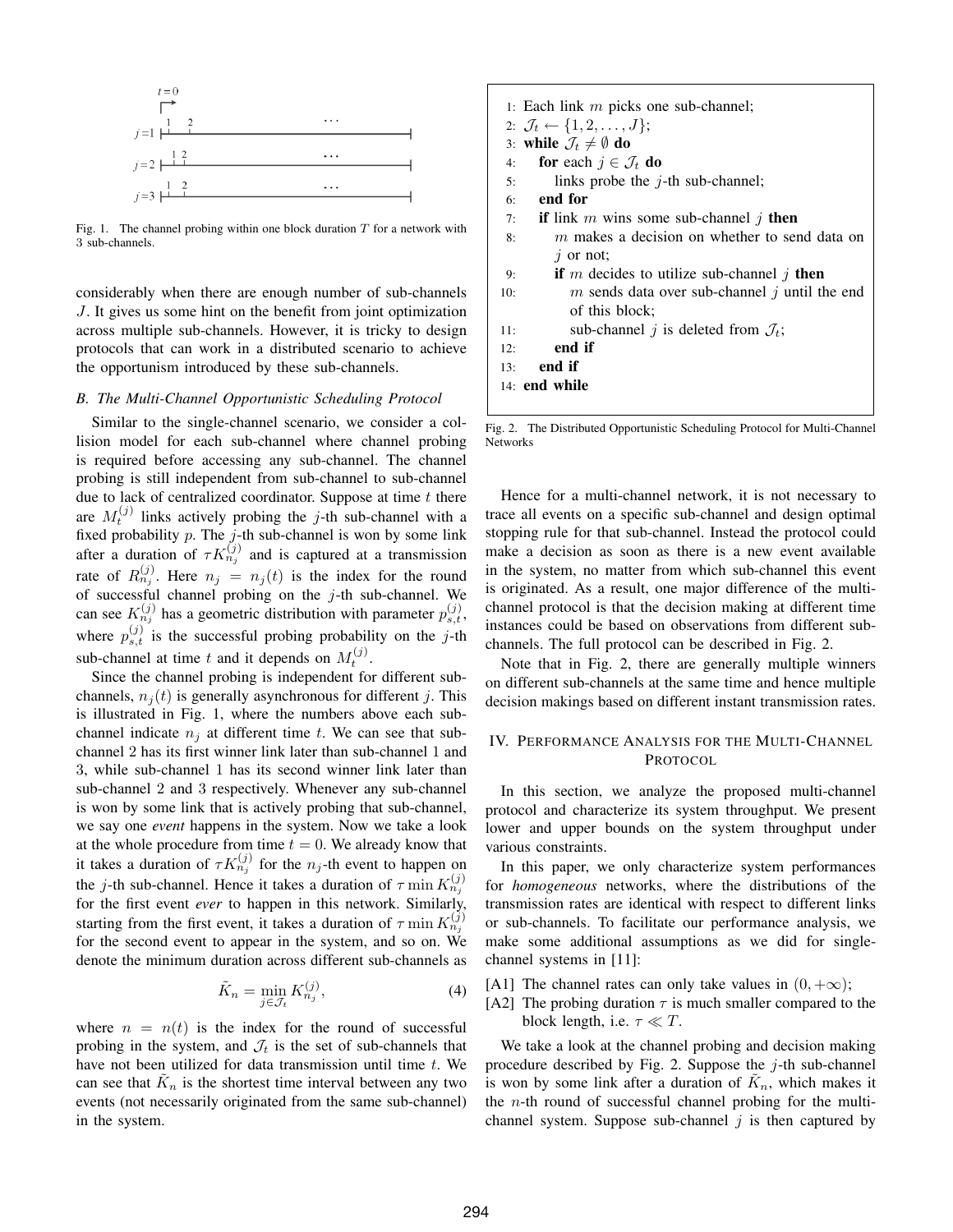Fig. 1. The channel probing within one block duration $T$ for a network with 3 sub-channels.

considerably when there are enough number of sub-channels $J$. It gives us some hint on the benefit from joint optimization across multiple sub-channels. However, it is tricky to design protocols that can work in a distributed scenario to achieve the opportunism introduced by these sub-channels.

### *B. The Multi-Channel Opportunistic Scheduling Protocol*

Similar to the single-channel scenario, we consider a collision model for each sub-channel where channel probing is required before accessing any sub-channel. The channel probing is still independent from sub-channel to sub-channel due to lack of centralized coordinator. Suppose at time $t$ there are $M_t^{(j)}$ links actively probing the $j$-th sub-channel with a fixed probability $p$. The $j$-th sub-channel is won by some link after a duration of $\tau K_{n_j}^{(j)}$ and is captured at a transmission rate of $R_{n_j}^{(j)}$. Here $n_j = n_j(t)$ is the index for the round of successful channel probing on the $j$-th sub-channel. We can see $K_{n_j}^{(j)}$ has a geometric distribution with parameter $p_{s,t}^{(j)}$, where $p_{s,t}^{(j)}$ is the successful probing probability on the $j$-th sub-channel at time $t$ and it depends on $M_t^{(j)}$.

Since the channel probing is independent for different sub-channels, $n_j(t)$ is generally asynchronous for different $j$. This is illustrated in Fig. 1, where the numbers above each sub-channel indicate $n_j$ at different time $t$. We can see that sub-channel 2 has its first winner link later than sub-channel 1 and 3, while sub-channel 1 has its second winner link later than sub-channel 2 and 3 respectively. Whenever any sub-channel is won by some link that is actively probing that sub-channel, we say one *event* happens in the system. Now we take a look at the whole procedure from time $t = 0$. We already know that it takes a duration of $\tau K_{n_j}^{(j)}$ for the $n_j$-th event to happen on the $j$-th sub-channel. Hence it takes a duration of $\tau \min K_{n_j}^{(j)}$ for the first event *ever* to happen in this network. Similarly, starting from the first event, it takes a duration of $\tau \min K_{n_j}^{(j)}$ for the second event to appear in the system, and so on. We denote the minimum duration across different sub-channels as

$$\tilde{K}_n = \min_{j \in \mathcal{J}_t} K_{n_j}^{(j)}, \tag{4}$$

where $n = n(t)$ is the index for the round of successful probing in the system, and $\mathcal{J}_t$ is the set of sub-channels that have not been utilized for data transmission until time $t$. We can see that $\tilde{K}_n$ is the shortest time interval between any two events (not necessarily originated from the same sub-channel) in the system.

```
1:  Each link m picks one sub-channel;
2:  J_t ← {1, 2, ..., J};
3:  while J_t ≠ ∅ do
4:     for each j ∈ J_t do
5:        links probe the j-th sub-channel;
6:     end for
7:     if link m wins some sub-channel j then
8:        m makes a decision on whether to send data on
          j or not;
9:        if m decides to utilize sub-channel j then
10:          m sends data over sub-channel j until the end
             of this block;
11:          sub-channel j is deleted from J_t;
12:       end if
13:    end if
14: end while
```

Fig. 2. The Distributed Opportunistic Scheduling Protocol for Multi-Channel Networks

Hence for a multi-channel network, it is not necessary to trace all events on a specific sub-channel and design optimal stopping rule for that sub-channel. Instead the protocol could make a decision as soon as there is a new event available in the system, no matter from which sub-channel this event is originated. As a result, one major difference of the multi-channel protocol is that the decision making at different time instances could be based on observations from different sub-channels. The full protocol can be described in Fig. 2.

Note that in Fig. 2, there are generally multiple winners on different sub-channels at the same time and hence multiple decision makings based on different instant transmission rates.

## IV. Performance Analysis for the Multi-Channel Protocol

In this section, we analyze the proposed multi-channel protocol and characterize its system throughput. We present lower and upper bounds on the system throughput under various constraints.

In this paper, we only characterize system performances for *homogeneous* networks, where the distributions of the transmission rates are identical with respect to different links or sub-channels. To facilitate our performance analysis, we make some additional assumptions as we did for single-channel systems in [11]:

- [A1] The channel rates can only take values in $(0, +\infty)$;
- [A2] The probing duration $\tau$ is much smaller compared to the block length, i.e. $\tau \ll T$.

We take a look at the channel probing and decision making procedure described by Fig. 2. Suppose the $j$-th sub-channel is won by some link after a duration of $\tilde{K}_n$, which makes it the $n$-th round of successful channel probing for the multi-channel system. Suppose sub-channel $j$ is then captured by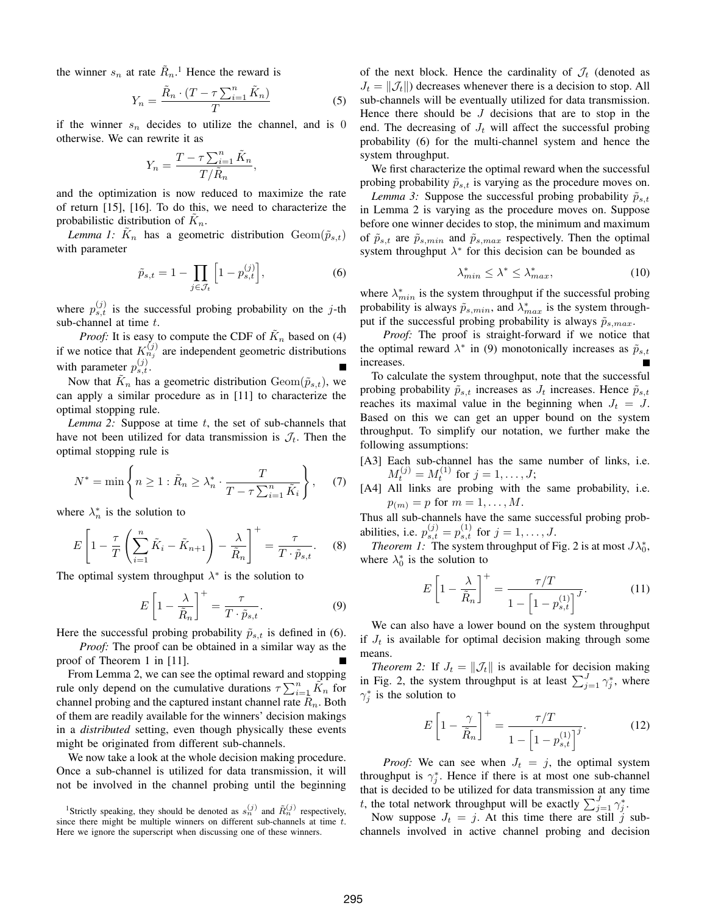the winner $s_n$ at rate $\tilde{R}_n$.[1] Hence the reward is

$$Y_n = \frac{\tilde{R}_n \cdot (T - \tau \sum_{i=1}^{n} \tilde{K}_n)}{T} \tag{5}$$

if the winner $s_n$ decides to utilize the channel, and is 0 otherwise. We can rewrite it as

$$Y_n = \frac{T - \tau \sum_{i=1}^{n} \tilde{K}_n}{T/\tilde{R}_n},$$

and the optimization is now reduced to maximize the rate of return [15], [16]. To do this, we need to characterize the probabilistic distribution of $\tilde{K}_n$.

*Lemma 1:* $\tilde{K}_n$ has a geometric distribution $\text{Geom}(\tilde{p}_{s,t})$ with parameter

$$\tilde{p}_{s,t} = 1 - \prod_{j \in \mathcal{J}_t} \Big[1 - p_{s,t}^{(j)}\Big], \tag{6}$$

where $p_{s,t}^{(j)}$ is the successful probing probability on the $j$-th sub-channel at time $t$.

*Proof:* It is easy to compute the CDF of $\tilde{K}_n$ based on (4) if we notice that $K_{n_j}^{(j)}$ are independent geometric distributions with parameter $p_{s,t}^{(j)}$. ■

Now that $\tilde{K}_n$ has a geometric distribution $\text{Geom}(\tilde{p}_{s,t})$, we can apply a similar procedure as in [11] to characterize the optimal stopping rule.

*Lemma 2:* Suppose at time $t$, the set of sub-channels that have not been utilized for data transmission is $\mathcal{J}_t$. Then the optimal stopping rule is

$$N^* = \min\left\{ n \geq 1 : \tilde{R}_n \geq \lambda_n^* \cdot \frac{T}{T - \tau \sum_{i=1}^{n} \tilde{K}_i} \right\}, \tag{7}$$

where $\lambda_n^*$ is the solution to

$$E\left[1 - \frac{\tau}{T}\left(\sum_{i=1}^{n} \tilde{K}_i - \tilde{K}_{n+1}\right) - \frac{\lambda}{\tilde{R}_n}\right]^+ = \frac{\tau}{T \cdot \tilde{p}_{s,t}}. \tag{8}$$

The optimal system throughput $\lambda^*$ is the solution to

$$E\left[1 - \frac{\lambda}{\tilde{R}_n}\right]^+ = \frac{\tau}{T \cdot \tilde{p}_{s,t}}. \tag{9}$$

Here the successful probing probability $\tilde{p}_{s,t}$ is defined in (6).

*Proof:* The proof can be obtained in a similar way as the proof of Theorem 1 in [11]. ■

From Lemma 2, we can see the optimal reward and stopping rule only depend on the cumulative durations $\tau \sum_{i=1}^{n} \tilde{K}_n$ for channel probing and the captured instant channel rate $\tilde{R}_n$. Both of them are readily available for the winners' decision makings in a *distributed* setting, even though physically these events might be originated from different sub-channels.

We now take a look at the whole decision making procedure. Once a sub-channel is utilized for data transmission, it will not be involved in the channel probing until the beginning of the next block. Hence the cardinality of $\mathcal{J}_t$ (denoted as $J_t = \|\mathcal{J}_t\|$) decreases whenever there is a decision to stop. All sub-channels will be eventually utilized for data transmission. Hence there should be $J$ decisions that are to stop in the end. The decreasing of $J_t$ will affect the successful probing probability (6) for the multi-channel system and hence the system throughput.

We first characterize the optimal reward when the successful probing probability $\tilde{p}_{s,t}$ is varying as the procedure moves on.

*Lemma 3:* Suppose the successful probing probability $\tilde{p}_{s,t}$ in Lemma 2 is varying as the procedure moves on. Suppose before one winner decides to stop, the minimum and maximum of $\tilde{p}_{s,t}$ are $\tilde{p}_{s,min}$ and $\tilde{p}_{s,max}$ respectively. Then the optimal system throughput $\lambda^*$ for this decision can be bounded as

$$\lambda_{min}^* \leq \lambda^* \leq \lambda_{max}^*, \tag{10}$$

where $\lambda_{min}^*$ is the system throughput if the successful probing probability is always $\tilde{p}_{s,min}$, and $\lambda_{max}^*$ is the system throughput if the successful probing probability is always $\tilde{p}_{s,max}$.

*Proof:* The proof is straight-forward if we notice that the optimal reward $\lambda^*$ in (9) monotonically increases as $\tilde{p}_{s,t}$ increases. ■

To calculate the system throughput, note that the successful probing probability $\tilde{p}_{s,t}$ increases as $J_t$ increases. Hence $\tilde{p}_{s,t}$ reaches its maximal value in the beginning when $J_t = J$. Based on this we can get an upper bound on the system throughput. To simplify our notation, we further make the following assumptions:

- [A3] Each sub-channel has the same number of links, i.e. $M_t^{(j)} = M_t^{(1)}$ for $j = 1, \ldots, J$;
- [A4] All links are probing with the same probability, i.e. $p_{(m)} = p$ for $m = 1, \ldots, M$.

Thus all sub-channels have the same successful probing probabilities, i.e. $p_{s,t}^{(j)} = p_{s,t}^{(1)}$ for $j = 1, \ldots, J$.

*Theorem 1:* The system throughput of Fig. 2 is at most $J\lambda_0^*$, where $\lambda_0^*$ is the solution to

$$E\left[1 - \frac{\lambda}{\tilde{R}_n}\right]^+ = \frac{\tau/T}{1 - \Big[1 - p_{s,t}^{(1)}\Big]^J}. \tag{11}$$

We can also have a lower bound on the system throughput if $J_t$ is available for optimal decision making through some means.

*Theorem 2:* If $J_t = \|\mathcal{J}_t\|$ is available for decision making in Fig. 2, the system throughput is at least $\sum_{j=1}^{J} \gamma_j^*$, where $\gamma_j^*$ is the solution to

$$E\left[1 - \frac{\gamma}{\tilde{R}_n}\right]^+ = \frac{\tau/T}{1 - \Big[1 - p_{s,t}^{(1)}\Big]^j}. \tag{12}$$

*Proof:* We can see when $J_t = j$, the optimal system throughput is $\gamma_j^*$. Hence if there is at most one sub-channel that is decided to be utilized for data transmission at any time $t$, the total network throughput will be exactly $\sum_{j=1}^{J} \gamma_j^*$.

Now suppose $J_t = j$. At this time there are still $j$ sub-channels involved in active channel probing and decision

[1] Strictly speaking, they should be denoted as $s_n^{(j)}$ and $\tilde{R}_n^{(j)}$ respectively, since there might be multiple winners on different sub-channels at time $t$. Here we ignore the superscript when discussing one of these winners.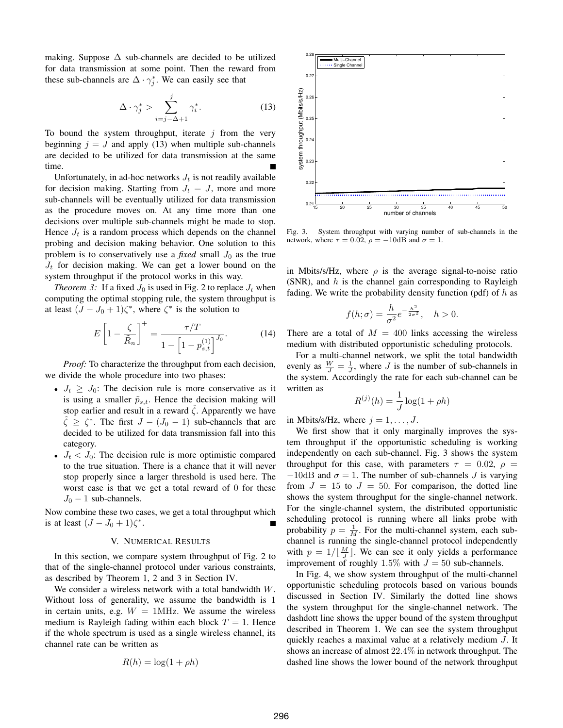making. Suppose $\Delta$ sub-channels are decided to be utilized for data transmission at some point. Then the reward from these sub-channels are $\Delta \cdot \gamma_j^*$. We can easily see that

$$\Delta \cdot \gamma_j^* > \sum_{i=j-\Delta+1}^{j} \gamma_i^*. \tag{13}$$

To bound the system throughput, iterate $j$ from the very beginning $j = J$ and apply (13) when multiple sub-channels are decided to be utilized for data transmission at the same time. ∎

Unfortunately, in ad-hoc networks $J_t$ is not readily available for decision making. Starting from $J_t = J$, more and more sub-channels will be eventually utilized for data transmission as the procedure moves on. At any time more than one decisions over multiple sub-channels might be made to stop. Hence $J_t$ is a random process which depends on the channel probing and decision making behavior. One solution to this problem is to conservatively use a *fixed* small $J_0$ as the true $J_t$ for decision making. We can get a lower bound on the system throughput if the protocol works in this way.

*Theorem 3:* If a fixed $J_0$ is used in Fig. 2 to replace $J_t$ when computing the optimal stopping rule, the system throughput is at least $(J - J_0 + 1)\zeta^*$, where $\zeta^*$ is the solution to

$$E\left[1 - \frac{\zeta}{\tilde{R}_n}\right]^+ = \frac{\tau/T}{1 - \left[1 - p_{s,t}^{(1)}\right]^{J_0}}. \tag{14}$$

*Proof:* To characterize the throughput from each decision, we divide the whole procedure into two phases:

- $J_t \geq J_0$: The decision rule is more conservative as it is using a smaller $\tilde{p}_{s,t}$. Hence the decision making will stop earlier and result in a reward $\hat{\zeta}$. Apparently we have $\hat{\zeta} \geq \zeta^*$. The first $J - (J_0 - 1)$ sub-channels that are decided to be utilized for data transmission fall into this category.
- $J_t < J_0$: The decision rule is more optimistic compared to the true situation. There is a chance that it will never stop properly since a larger threshold is used here. The worst case is that we get a total reward of $0$ for these $J_0 - 1$ sub-channels.

Now combine these two cases, we get a total throughput which is at least $(J - J_0 + 1)\zeta^*$. ∎

## V. Numerical Results

In this section, we compare system throughput of Fig. 2 to that of the single-channel protocol under various constraints, as described by Theorem 1, 2 and 3 in Section IV.

We consider a wireless network with a total bandwidth $W$. Without loss of generality, we assume the bandwidth is $1$ in certain units, e.g. $W = 1$MHz. We assume the wireless medium is Rayleigh fading within each block $T = 1$. Hence if the whole spectrum is used as a single wireless channel, its channel rate can be written as

$$R(h) = \log(1 + \rho h)$$

in Mbits/s/Hz, where $\rho$ is the average signal-to-noise ratio (SNR), and $h$ is the channel gain corresponding to Rayleigh fading. We write the probability density function (pdf) of $h$ as

$$f(h;\sigma) = \frac{h}{\sigma^2} e^{-\frac{h^2}{2\sigma^2}}, \quad h > 0.$$

There are a total of $M = 400$ links accessing the wireless medium with distributed opportunistic scheduling protocols.

For a multi-channel network, we split the total bandwidth evenly as $\frac{W}{J} = \frac{1}{J}$, where $J$ is the number of sub-channels in the system. Accordingly the rate for each sub-channel can be written as

$$R^{(j)}(h) = \frac{1}{J} \log(1 + \rho h)$$

in Mbits/s/Hz, where $j = 1, \ldots, J$.

We first show that it only marginally improves the system throughput if the opportunistic scheduling is working independently on each sub-channel. Fig. 3 shows the system throughput for this case, with parameters $\tau = 0.02$, $\rho = -10$dB and $\sigma = 1$. The number of sub-channels $J$ is varying from $J = 15$ to $J = 50$. For comparison, the dotted line shows the system throughput for the single-channel network. For the single-channel system, the distributed opportunistic scheduling protocol is running where all links probe with probability $p = \frac{1}{M}$. For the multi-channel system, each sub-channel is running the single-channel protocol independently with $p = 1/\lfloor \frac{M}{J} \rfloor$. We can see it only yields a performance improvement of roughly $1.5\%$ with $J = 50$ sub-channels.

Fig. 3. System throughput with varying number of sub-channels in the network, where $\tau = 0.02$, $\rho = -10$dB and $\sigma = 1$.

In Fig. 4, we show system throughput of the multi-channel opportunistic scheduling protocols based on various bounds discussed in Section IV. Similarly the dotted line shows the system throughput for the single-channel network. The dashdott line shows the upper bound of the system throughput described in Theorem 1. We can see the system throughput quickly reaches a maximal value at a relatively medium $J$. It shows an increase of almost $22.4\%$ in network throughput. The dashed line shows the lower bound of the network throughput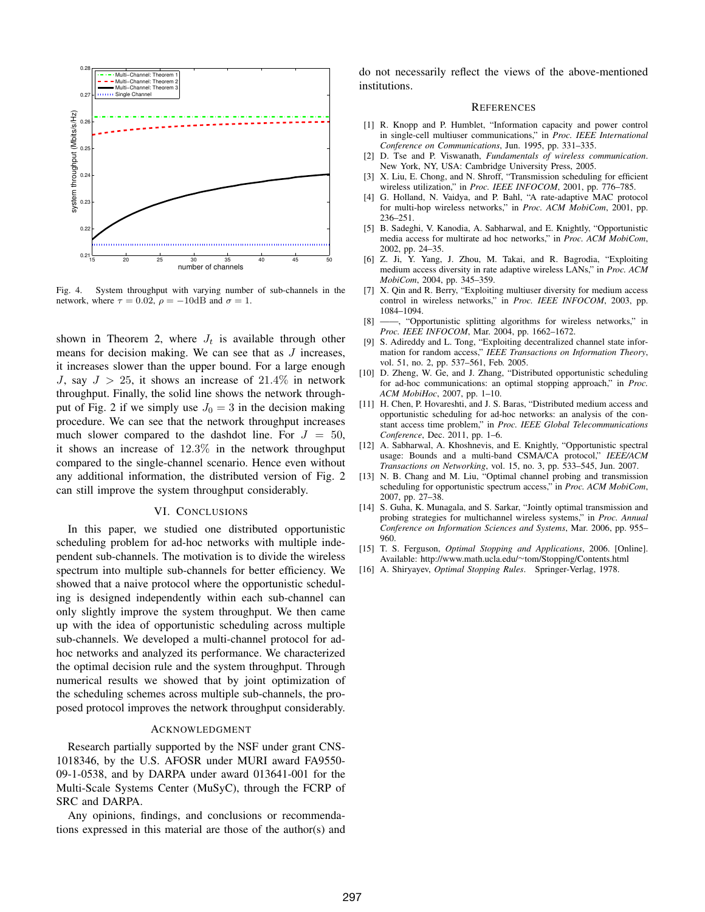0.28

0.27

0.26

0.25

0.24

0.23

0.22

0.21

15 20 25 30 35 40 45 50

system throughput (Mbits/s/Hz)

number of channels

Multi–Channel: Theorem 1

Multi–Channel: Theorem 2

Multi–Channel: Theorem 3

Single Channel

Fig. 4. System throughput with varying number of sub-channels in the network, where $\tau = 0.02$, $\rho = -10$dB and $\sigma = 1$.

shown in Theorem 2, where $J_t$ is available through other means for decision making. We can see that as $J$ increases, it increases slower than the upper bound. For a large enough $J$, say $J > 25$, it shows an increase of 21.4% in network throughput. Finally, the solid line shows the network throughput of Fig. 2 if we simply use $J_0 = 3$ in the decision making procedure. We can see that the network throughput increases much slower compared to the dashdot line. For $J = 50$, it shows an increase of 12.3% in the network throughput compared to the single-channel scenario. Hence even without any additional information, the distributed version of Fig. 2 can still improve the system throughput considerably.

## VI. Conclusions

In this paper, we studied one distributed opportunistic scheduling problem for ad-hoc networks with multiple independent sub-channels. The motivation is to divide the wireless spectrum into multiple sub-channels for better efficiency. We showed that a naive protocol where the opportunistic scheduling is designed independently within each sub-channel can only slightly improve the system throughput. We then came up with the idea of opportunistic scheduling across multiple sub-channels. We developed a multi-channel protocol for ad-hoc networks and analyzed its performance. We characterized the optimal decision rule and the system throughput. Through numerical results we showed that by joint optimization of the scheduling schemes across multiple sub-channels, the proposed protocol improves the network throughput considerably.

## Acknowledgment

Research partially supported by the NSF under grant CNS-1018346, by the U.S. AFOSR under MURI award FA9550-09-1-0538, and by DARPA under award 013641-001 for the Multi-Scale Systems Center (MuSyC), through the FCRP of SRC and DARPA.

Any opinions, findings, and conclusions or recommendations expressed in this material are those of the author(s) and do not necessarily reflect the views of the above-mentioned institutions.

## References

[1] R. Knopp and P. Humblet, "Information capacity and power control in single-cell multiuser communications," in *Proc. IEEE International Conference on Communications*, Jun. 1995, pp. 331–335.

[2] D. Tse and P. Viswanath, *Fundamentals of wireless communication*. New York, NY, USA: Cambridge University Press, 2005.

[3] X. Liu, E. Chong, and N. Shroff, "Transmission scheduling for efficient wireless utilization," in *Proc. IEEE INFOCOM*, 2001, pp. 776–785.

[4] G. Holland, N. Vaidya, and P. Bahl, "A rate-adaptive MAC protocol for multi-hop wireless networks," in *Proc. ACM MobiCom*, 2001, pp. 236–251.

[5] B. Sadeghi, V. Kanodia, A. Sabharwal, and E. Knightly, "Opportunistic media access for multirate ad hoc networks," in *Proc. ACM MobiCom*, 2002, pp. 24–35.

[6] Z. Ji, Y. Yang, J. Zhou, M. Takai, and R. Bagrodia, "Exploiting medium access diversity in rate adaptive wireless LANs," in *Proc. ACM MobiCom*, 2004, pp. 345–359.

[7] X. Qin and R. Berry, "Exploiting multiuser diversity for medium access control in wireless networks," in *Proc. IEEE INFOCOM*, 2003, pp. 1084–1094.

[8] ——, "Opportunistic splitting algorithms for wireless networks," in *Proc. IEEE INFOCOM*, Mar. 2004, pp. 1662–1672.

[9] S. Adireddy and L. Tong, "Exploiting decentralized channel state information for random access," *IEEE Transactions on Information Theory*, vol. 51, no. 2, pp. 537–561, Feb. 2005.

[10] D. Zheng, W. Ge, and J. Zhang, "Distributed opportunistic scheduling for ad-hoc communications: an optimal stopping approach," in *Proc. ACM MobiHoc*, 2007, pp. 1–10.

[11] H. Chen, P. Hovareshti, and J. S. Baras, "Distributed medium access and opportunistic scheduling for ad-hoc networks: an analysis of the constant access time problem," in *Proc. IEEE Global Telecommunications Conference*, Dec. 2011, pp. 1–6.

[12] A. Sabharwal, A. Khoshnevis, and E. Knightly, "Opportunistic spectral usage: Bounds and a multi-band CSMA/CA protocol," *IEEE/ACM Transactions on Networking*, vol. 15, no. 3, pp. 533–545, Jun. 2007.

[13] N. B. Chang and M. Liu, "Optimal channel probing and transmission scheduling for opportunistic spectrum access," in *Proc. ACM MobiCom*, 2007, pp. 27–38.

[14] S. Guha, K. Munagala, and S. Sarkar, "Jointly optimal transmission and probing strategies for multichannel wireless systems," in *Proc. Annual Conference on Information Sciences and Systems*, Mar. 2006, pp. 955–960.

[15] T. S. Ferguson, *Optimal Stopping and Applications*, 2006. [Online]. Available: http://www.math.ucla.edu/~tom/Stopping/Contents.html

[16] A. Shiryayev, *Optimal Stopping Rules*. Springer-Verlag, 1978.